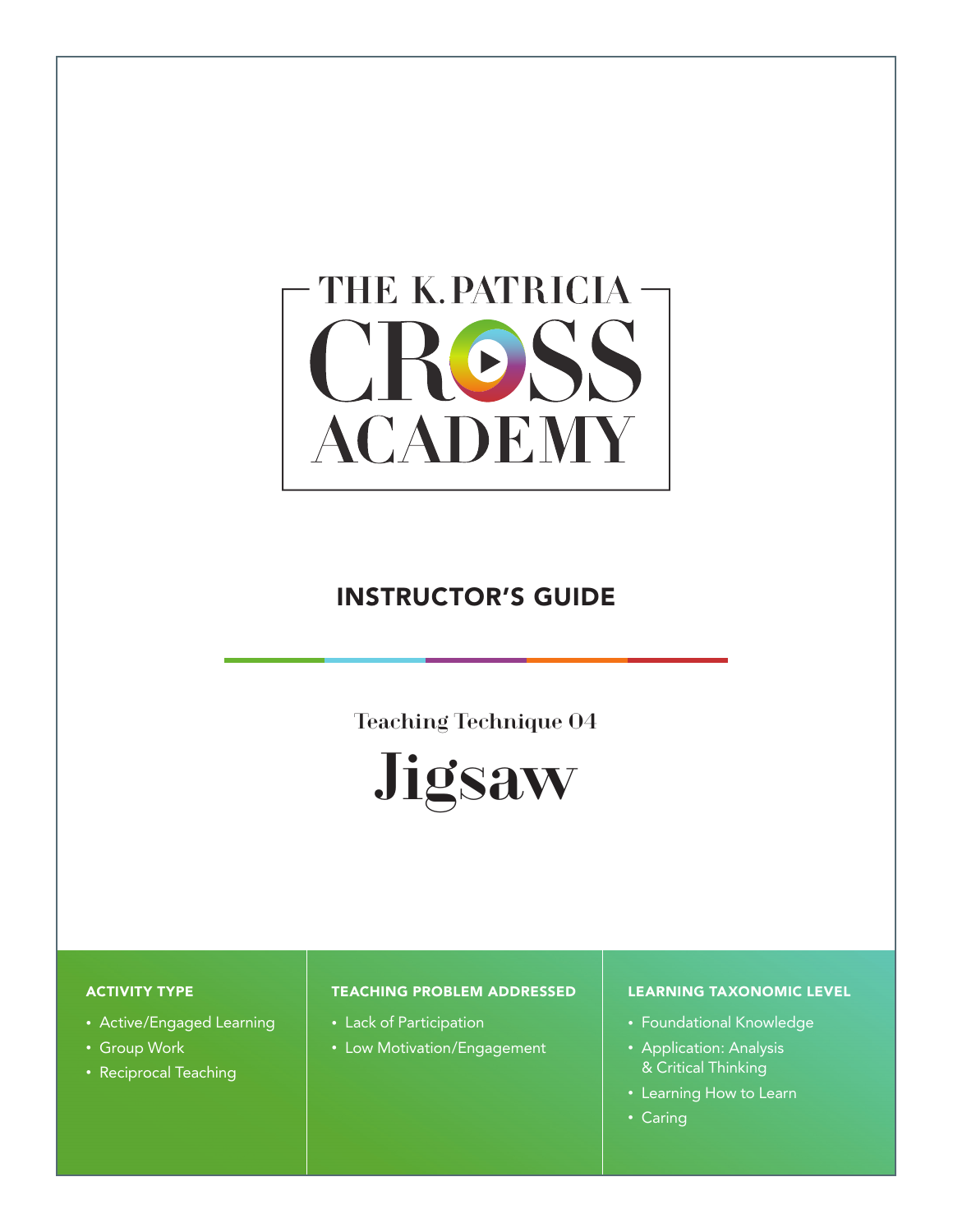# THE K. PATRICIA CROSS ACADEMY

## INSTRUCTOR'S GUIDE

Teaching Technique 04

# Jigsaw

**ACTIVITY TYPE**

- Active/Engaged Learning
- Group Work
- Reciprocal Teaching

**TEACHING PROBLEM ADDRESSED**

- Lack of Participation
- Low Motivation/Engagement

**LEARNING TAXONOMIC LEVEL**

- Foundational Knowledge
- Application: Analysis & Critical Thinking
- Learning How to Learn
- Caring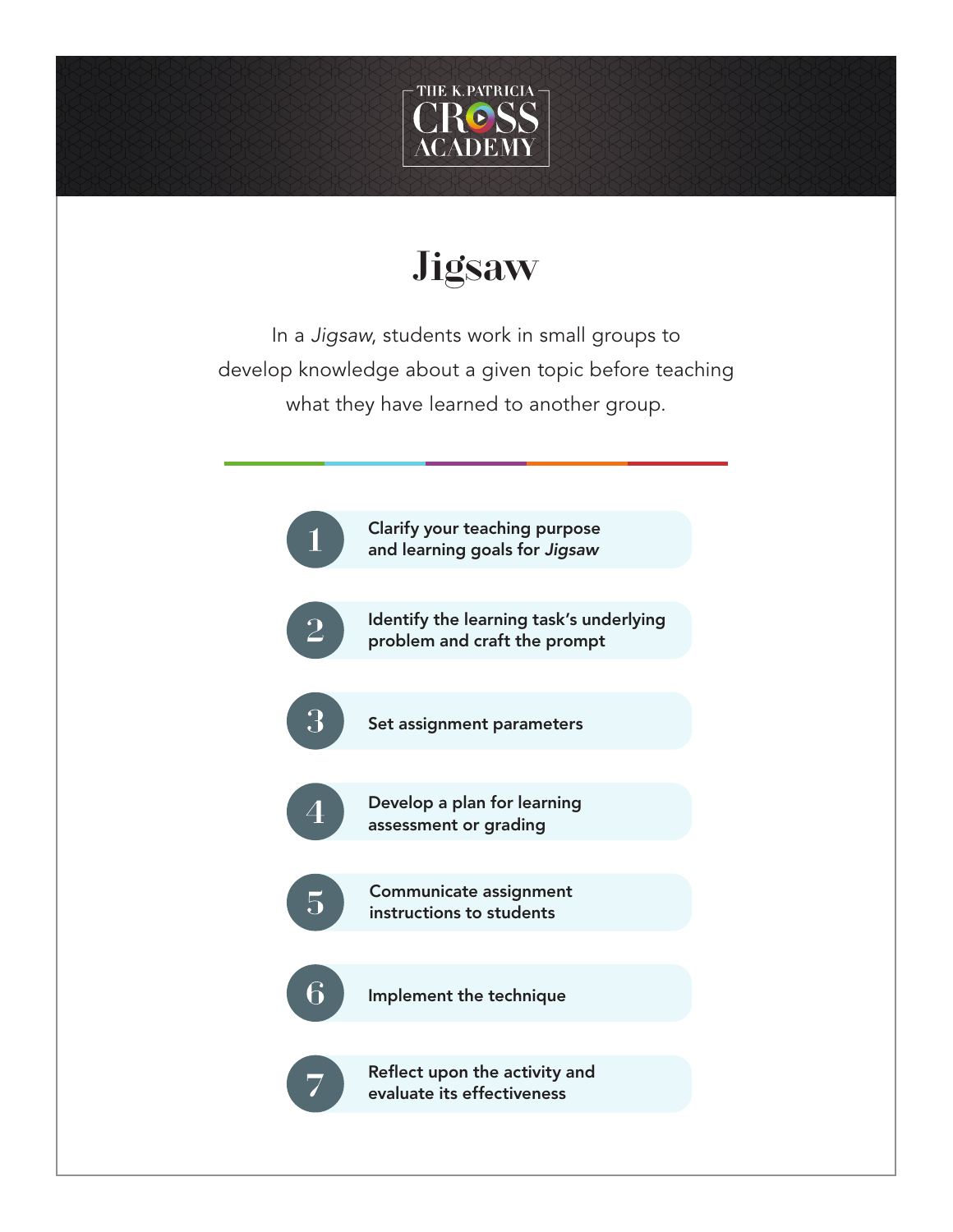# Jigsaw

In a *Jigsaw*, students work in small groups to develop knowledge about a given topic before teaching what they have learned to another group.

1. **Clarify your teaching purpose and learning goals for *Jigsaw***
2. **Identify the learning task's underlying problem and craft the prompt**
3. **Set assignment parameters**
4. **Develop a plan for learning assessment or grading**
5. **Communicate assignment instructions to students**
6. **Implement the technique**
7. **Reflect upon the activity and evaluate its effectiveness**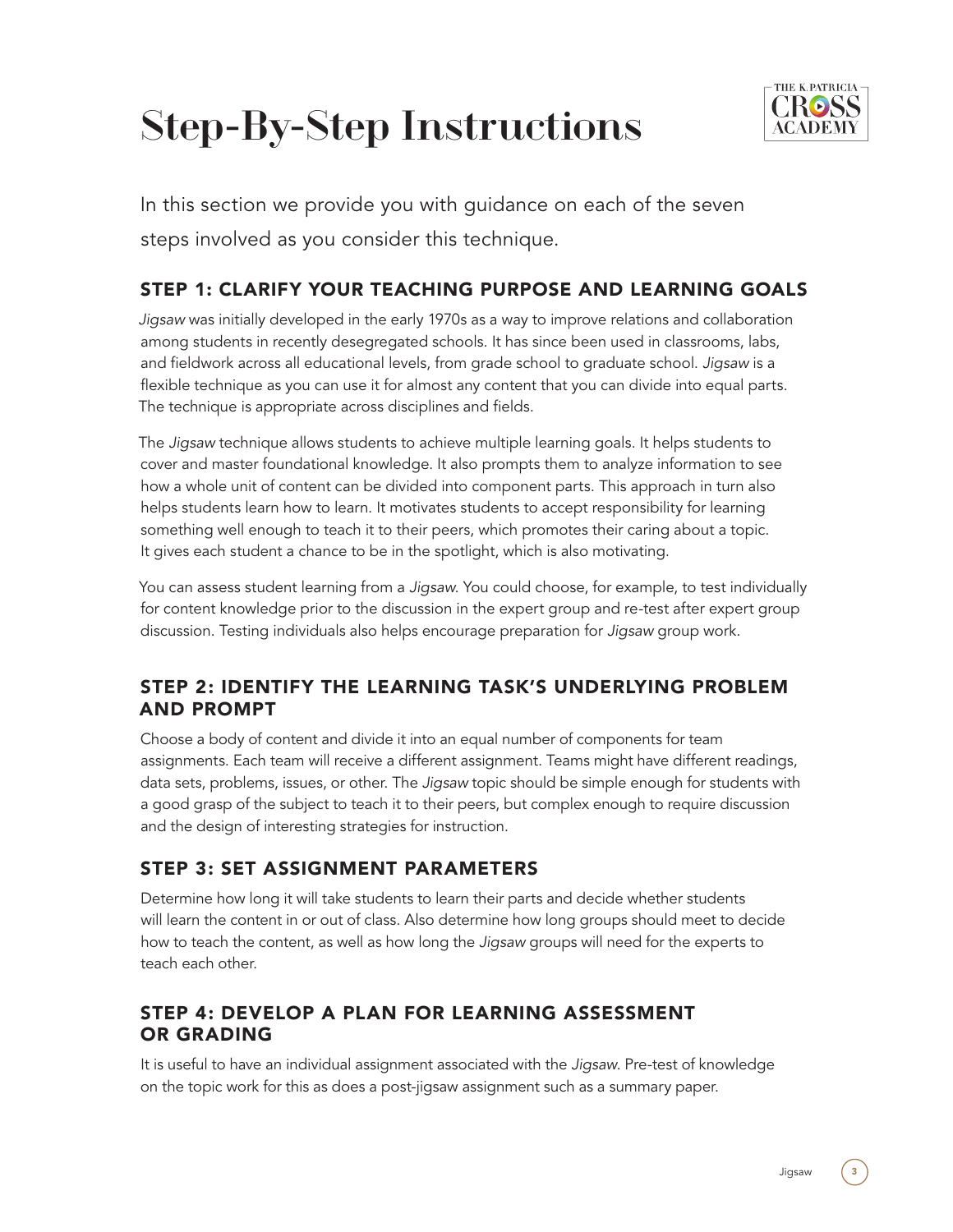# Step-By-Step Instructions

In this section we provide you with guidance on each of the seven steps involved as you consider this technique.

## STEP 1: CLARIFY YOUR TEACHING PURPOSE AND LEARNING GOALS

*Jigsaw* was initially developed in the early 1970s as a way to improve relations and collaboration among students in recently desegregated schools. It has since been used in classrooms, labs, and fieldwork across all educational levels, from grade school to graduate school. *Jigsaw* is a flexible technique as you can use it for almost any content that you can divide into equal parts. The technique is appropriate across disciplines and fields.

The *Jigsaw* technique allows students to achieve multiple learning goals. It helps students to cover and master foundational knowledge. It also prompts them to analyze information to see how a whole unit of content can be divided into component parts. This approach in turn also helps students learn how to learn. It motivates students to accept responsibility for learning something well enough to teach it to their peers, which promotes their caring about a topic. It gives each student a chance to be in the spotlight, which is also motivating.

You can assess student learning from a *Jigsaw*. You could choose, for example, to test individually for content knowledge prior to the discussion in the expert group and re-test after expert group discussion. Testing individuals also helps encourage preparation for *Jigsaw* group work.

## STEP 2: IDENTIFY THE LEARNING TASK'S UNDERLYING PROBLEM AND PROMPT

Choose a body of content and divide it into an equal number of components for team assignments. Each team will receive a different assignment. Teams might have different readings, data sets, problems, issues, or other. The *Jigsaw* topic should be simple enough for students with a good grasp of the subject to teach it to their peers, but complex enough to require discussion and the design of interesting strategies for instruction.

## STEP 3: SET ASSIGNMENT PARAMETERS

Determine how long it will take students to learn their parts and decide whether students will learn the content in or out of class. Also determine how long groups should meet to decide how to teach the content, as well as how long the *Jigsaw* groups will need for the experts to teach each other.

## STEP 4: DEVELOP A PLAN FOR LEARNING ASSESSMENT OR GRADING

It is useful to have an individual assignment associated with the *Jigsaw*. Pre-test of knowledge on the topic work for this as does a post-jigsaw assignment such as a summary paper.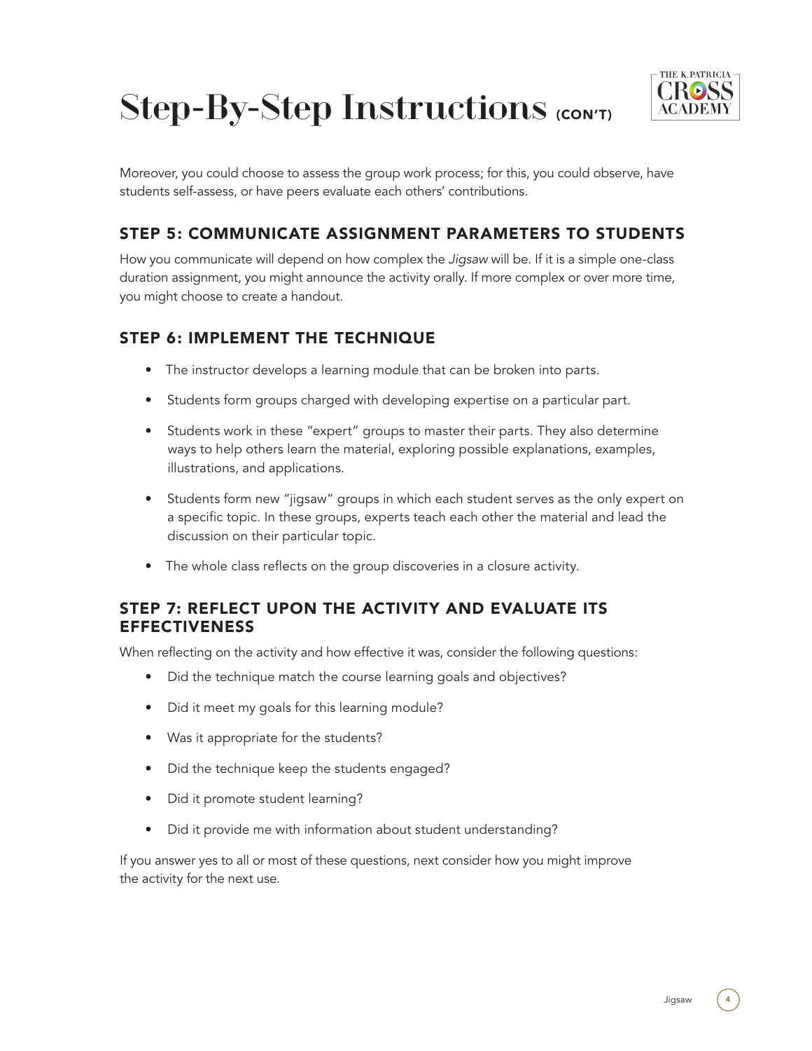# Step-By-Step Instructions (CON'T)

Moreover, you could choose to assess the group work process; for this, you could observe, have students self-assess, or have peers evaluate each others' contributions.

## STEP 5: COMMUNICATE ASSIGNMENT PARAMETERS TO STUDENTS

How you communicate will depend on how complex the *Jigsaw* will be. If it is a simple one-class duration assignment, you might announce the activity orally. If more complex or over more time, you might choose to create a handout.

## STEP 6: IMPLEMENT THE TECHNIQUE

- The instructor develops a learning module that can be broken into parts.
- Students form groups charged with developing expertise on a particular part.
- Students work in these "expert" groups to master their parts. They also determine ways to help others learn the material, exploring possible explanations, examples, illustrations, and applications.
- Students form new "jigsaw" groups in which each student serves as the only expert on a specific topic. In these groups, experts teach each other the material and lead the discussion on their particular topic.
- The whole class reflects on the group discoveries in a closure activity.

## STEP 7: REFLECT UPON THE ACTIVITY AND EVALUATE ITS EFFECTIVENESS

When reflecting on the activity and how effective it was, consider the following questions:

- Did the technique match the course learning goals and objectives?
- Did it meet my goals for this learning module?
- Was it appropriate for the students?
- Did the technique keep the students engaged?
- Did it promote student learning?
- Did it provide me with information about student understanding?

If you answer yes to all or most of these questions, next consider how you might improve the activity for the next use.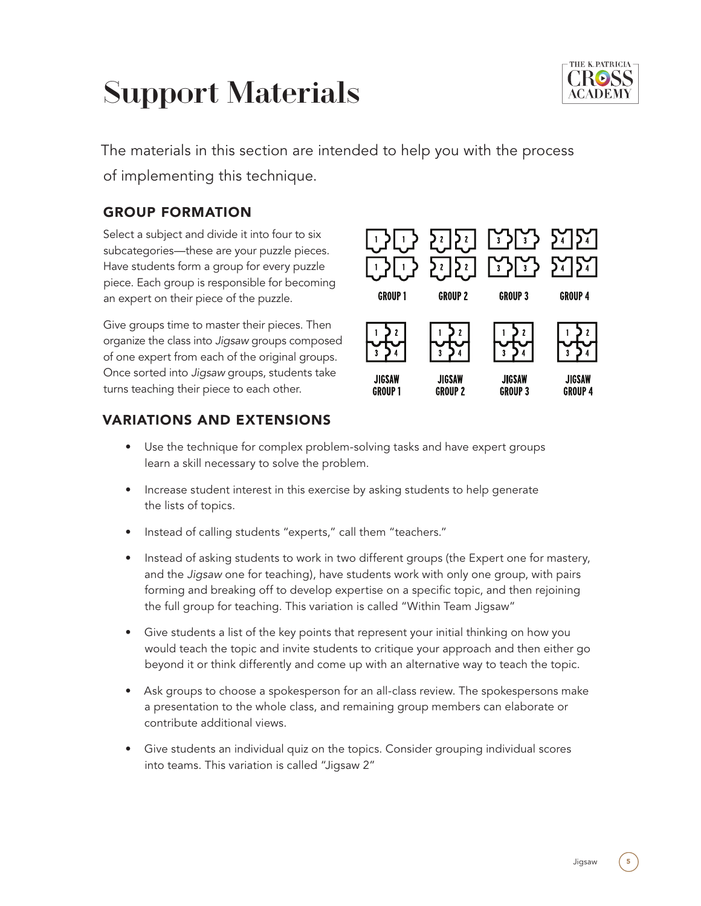# Support Materials

The materials in this section are intended to help you with the process of implementing this technique.

## GROUP FORMATION

Select a subject and divide it into four to six subcategories—these are your puzzle pieces. Have students form a group for every puzzle piece. Each group is responsible for becoming an expert on their piece of the puzzle.

Give groups time to master their pieces. Then organize the class into *Jigsaw* groups composed of one expert from each of the original groups. Once sorted into *Jigsaw* groups, students take turns teaching their piece to each other.

GROUP 1 GROUP 2 GROUP 3 GROUP 4

JIGSAW GROUP 1 JIGSAW GROUP 2 JIGSAW GROUP 3 JIGSAW GROUP 4

## VARIATIONS AND EXTENSIONS

- Use the technique for complex problem-solving tasks and have expert groups learn a skill necessary to solve the problem.
- Increase student interest in this exercise by asking students to help generate the lists of topics.
- Instead of calling students "experts," call them "teachers."
- Instead of asking students to work in two different groups (the Expert one for mastery, and the *Jigsaw* one for teaching), have students work with only one group, with pairs forming and breaking off to develop expertise on a specific topic, and then rejoining the full group for teaching. This variation is called "Within Team Jigsaw"
- Give students a list of the key points that represent your initial thinking on how you would teach the topic and invite students to critique your approach and then either go beyond it or think differently and come up with an alternative way to teach the topic.
- Ask groups to choose a spokesperson for an all-class review. The spokespersons make a presentation to the whole class, and remaining group members can elaborate or contribute additional views.
- Give students an individual quiz on the topics. Consider grouping individual scores into teams. This variation is called "Jigsaw 2"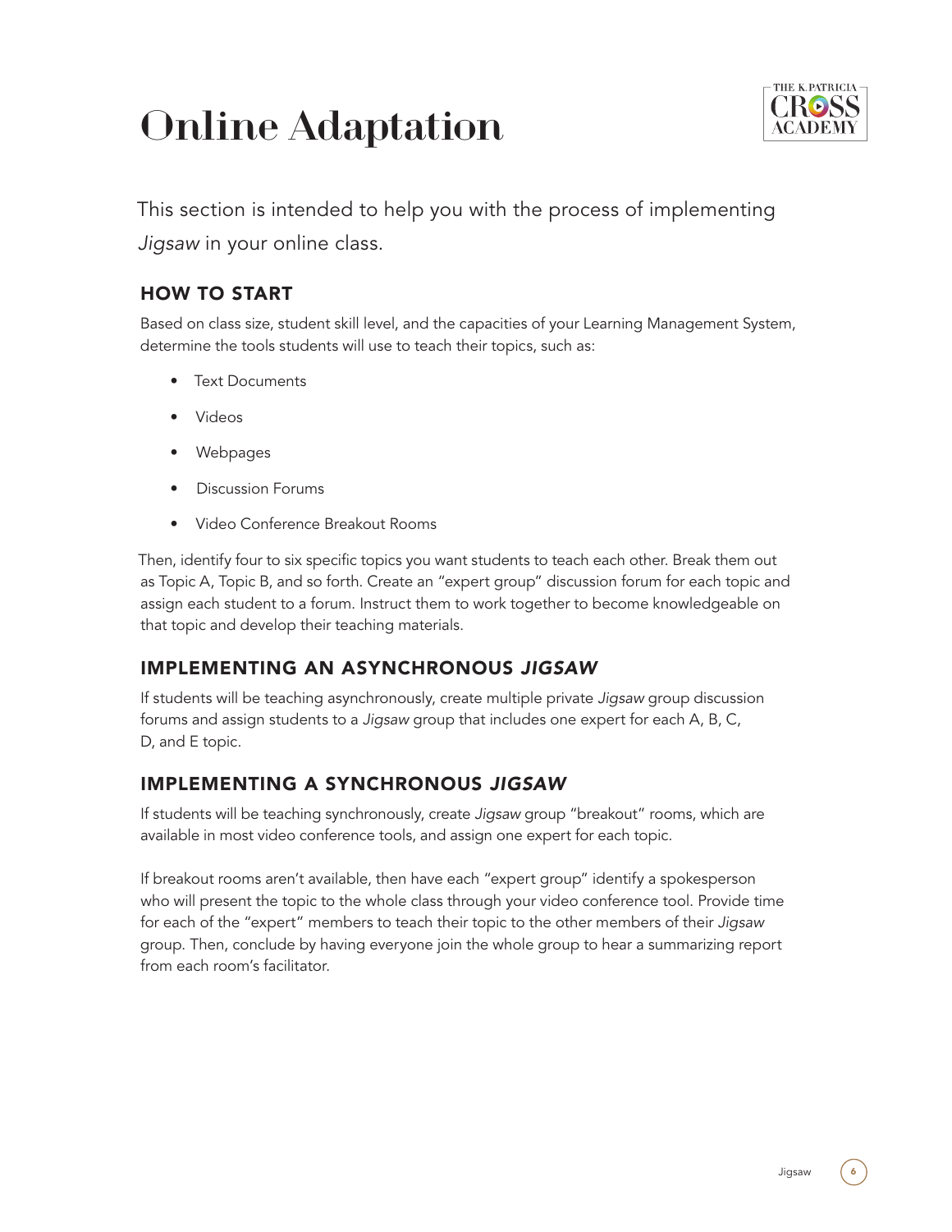# Online Adaptation

This section is intended to help you with the process of implementing *Jigsaw* in your online class.

## HOW TO START

Based on class size, student skill level, and the capacities of your Learning Management System, determine the tools students will use to teach their topics, such as:

- Text Documents
- Videos
- Webpages
- Discussion Forums
- Video Conference Breakout Rooms

Then, identify four to six specific topics you want students to teach each other. Break them out as Topic A, Topic B, and so forth. Create an "expert group" discussion forum for each topic and assign each student to a forum. Instruct them to work together to become knowledgeable on that topic and develop their teaching materials.

## IMPLEMENTING AN ASYNCHRONOUS *JIGSAW*

If students will be teaching asynchronously, create multiple private *Jigsaw* group discussion forums and assign students to a *Jigsaw* group that includes one expert for each A, B, C, D, and E topic.

## IMPLEMENTING A SYNCHRONOUS *JIGSAW*

If students will be teaching synchronously, create *Jigsaw* group "breakout" rooms, which are available in most video conference tools, and assign one expert for each topic.

If breakout rooms aren't available, then have each "expert group" identify a spokesperson who will present the topic to the whole class through your video conference tool. Provide time for each of the "expert" members to teach their topic to the other members of their *Jigsaw* group. Then, conclude by having everyone join the whole group to hear a summarizing report from each room's facilitator.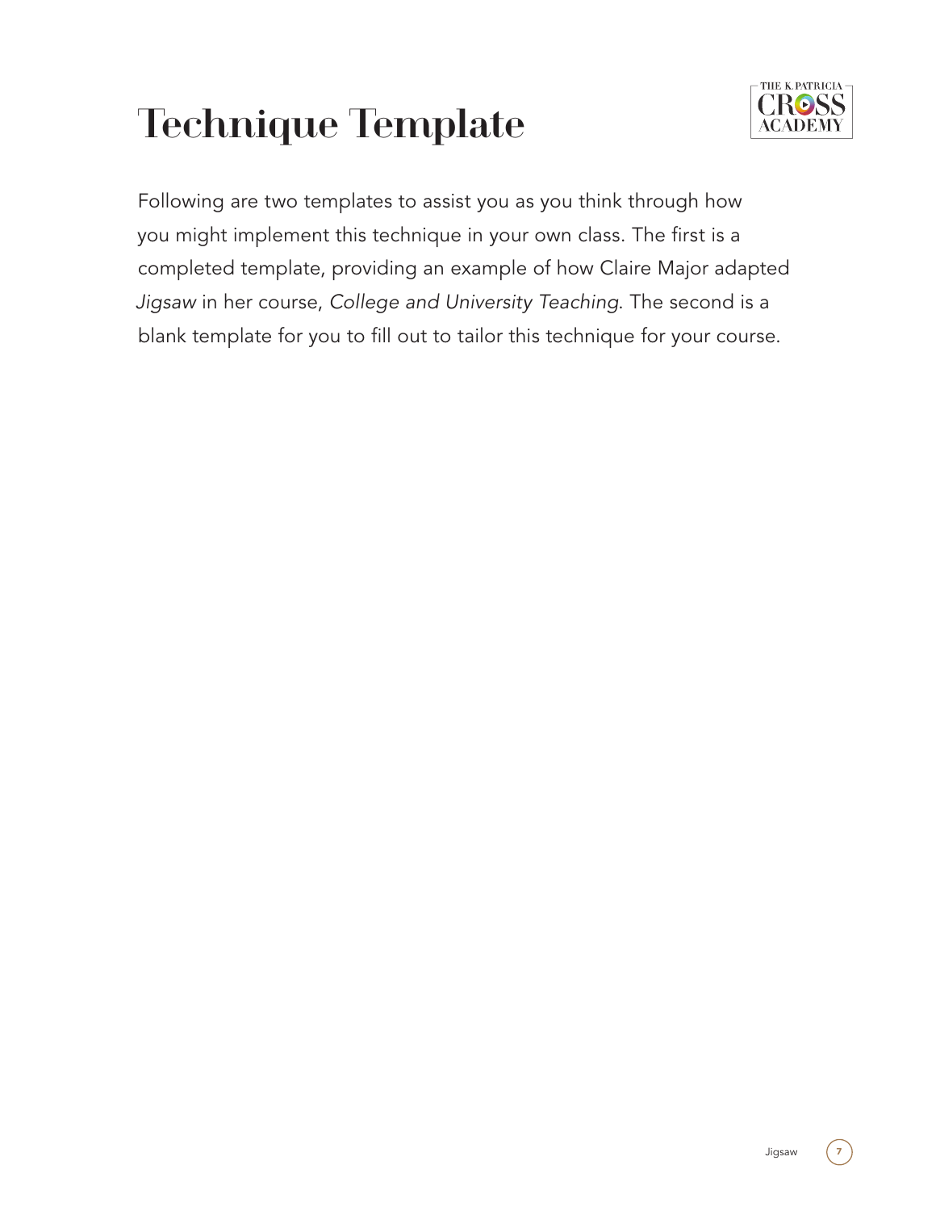# Technique Template

Following are two templates to assist you as you think through how you might implement this technique in your own class. The first is a completed template, providing an example of how Claire Major adapted *Jigsaw* in her course, *College and University Teaching*. The second is a blank template for you to fill out to tailor this technique for your course.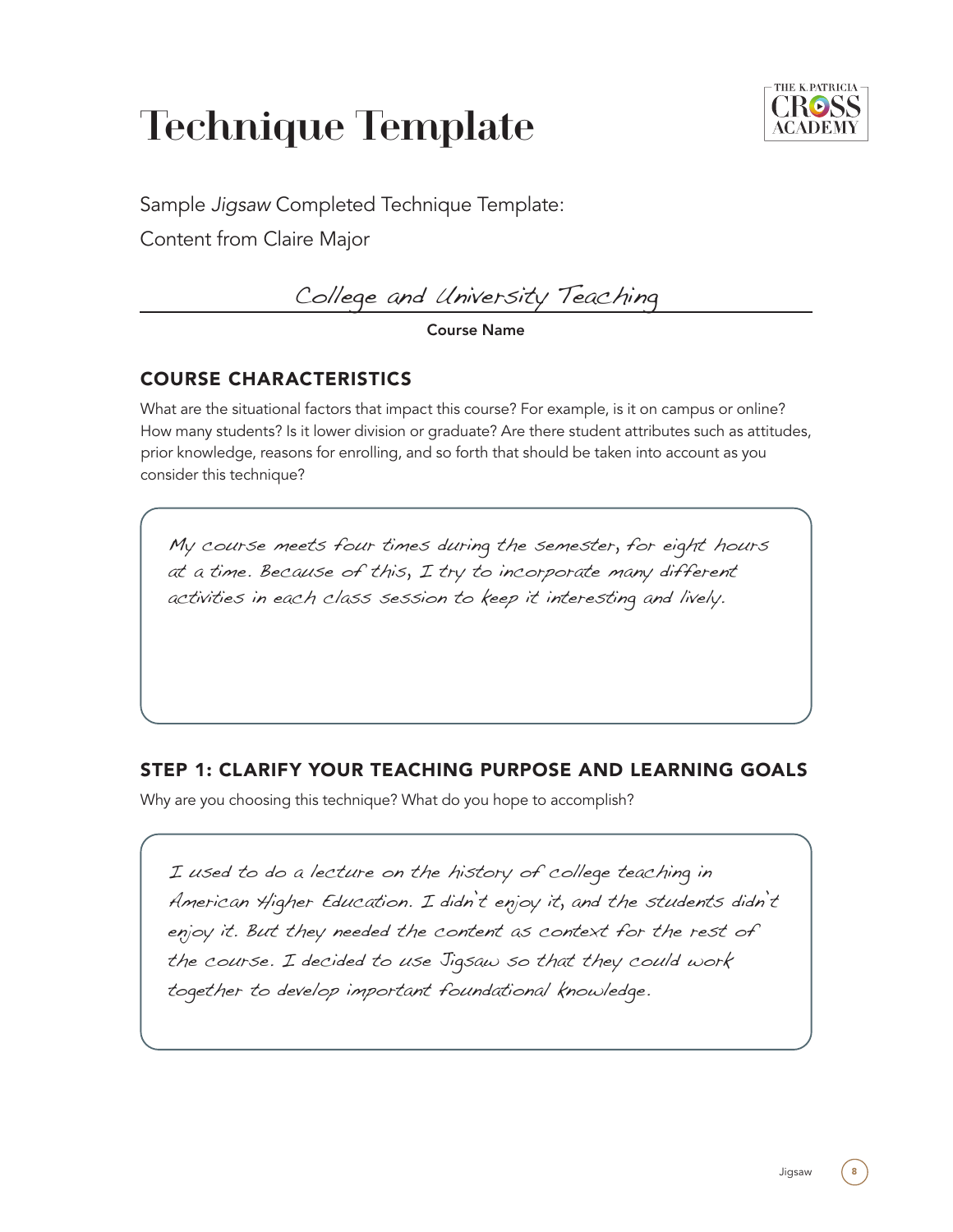# Technique Template

Sample *Jigsaw* Completed Technique Template:

Content from Claire Major

College and University Teaching

**Course Name**

## COURSE CHARACTERISTICS

What are the situational factors that impact this course? For example, is it on campus or online? How many students? Is it lower division or graduate? Are there student attributes such as attitudes, prior knowledge, reasons for enrolling, and so forth that should be taken into account as you consider this technique?

My course meets four times during the semester, for eight hours at a time. Because of this, I try to incorporate many different activities in each class session to keep it interesting and lively.

## STEP 1: CLARIFY YOUR TEACHING PURPOSE AND LEARNING GOALS

Why are you choosing this technique? What do you hope to accomplish?

I used to do a lecture on the history of college teaching in American Higher Education. I didn't enjoy it, and the students didn't enjoy it. But they needed the content as context for the rest of the course. I decided to use Jigsaw so that they could work together to develop important foundational knowledge.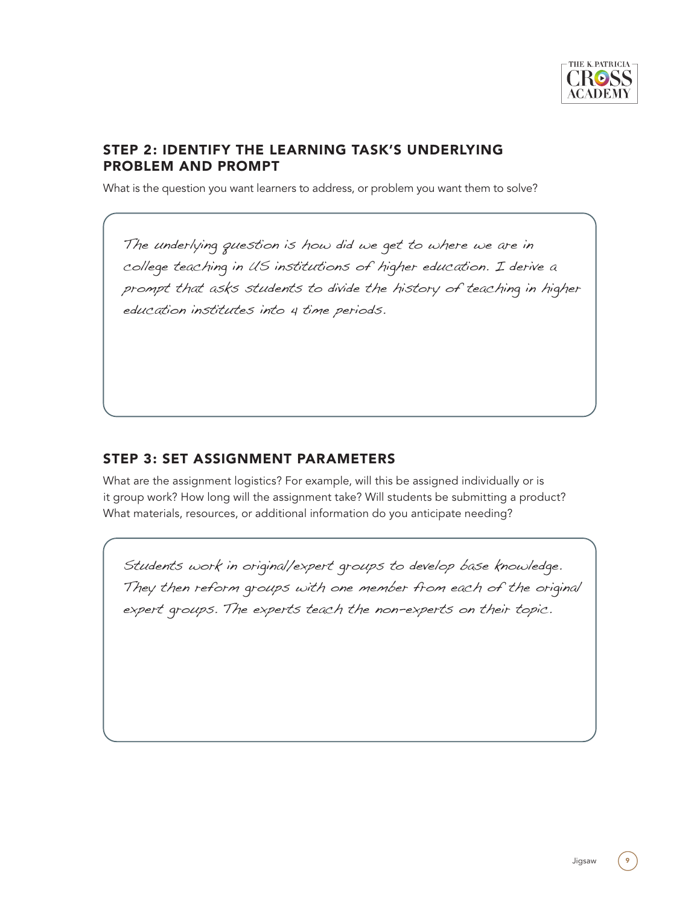## STEP 2: IDENTIFY THE LEARNING TASK'S UNDERLYING PROBLEM AND PROMPT

What is the question you want learners to address, or problem you want them to solve?

*The underlying question is how did we get to where we are in college teaching in US institutions of higher education. I derive a prompt that asks students to divide the history of teaching in higher education institutes into 4 time periods.*

## STEP 3: SET ASSIGNMENT PARAMETERS

What are the assignment logistics? For example, will this be assigned individually or is it group work? How long will the assignment take? Will students be submitting a product? What materials, resources, or additional information do you anticipate needing?

*Students work in original/expert groups to develop base knowledge. They then reform groups with one member from each of the original expert groups. The experts teach the non-experts on their topic.*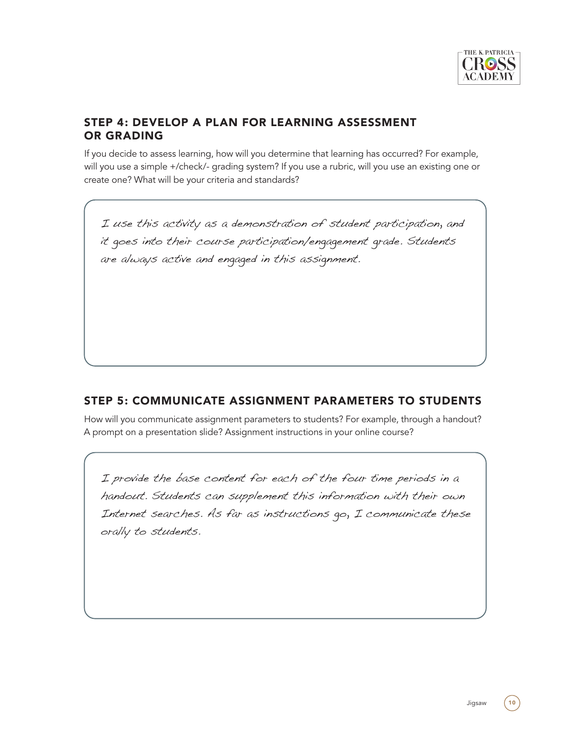## STEP 4: DEVELOP A PLAN FOR LEARNING ASSESSMENT OR GRADING

If you decide to assess learning, how will you determine that learning has occurred? For example, will you use a simple +/check/- grading system? If you use a rubric, will you use an existing one or create one? What will be your criteria and standards?

> I use this activity as a demonstration of student participation, and it goes into their course participation/engagement grade. Students are always active and engaged in this assignment.

## STEP 5: COMMUNICATE ASSIGNMENT PARAMETERS TO STUDENTS

How will you communicate assignment parameters to students? For example, through a handout? A prompt on a presentation slide? Assignment instructions in your online course?

> I provide the base content for each of the four time periods in a handout. Students can supplement this information with their own Internet searches. As far as instructions go, I communicate these orally to students.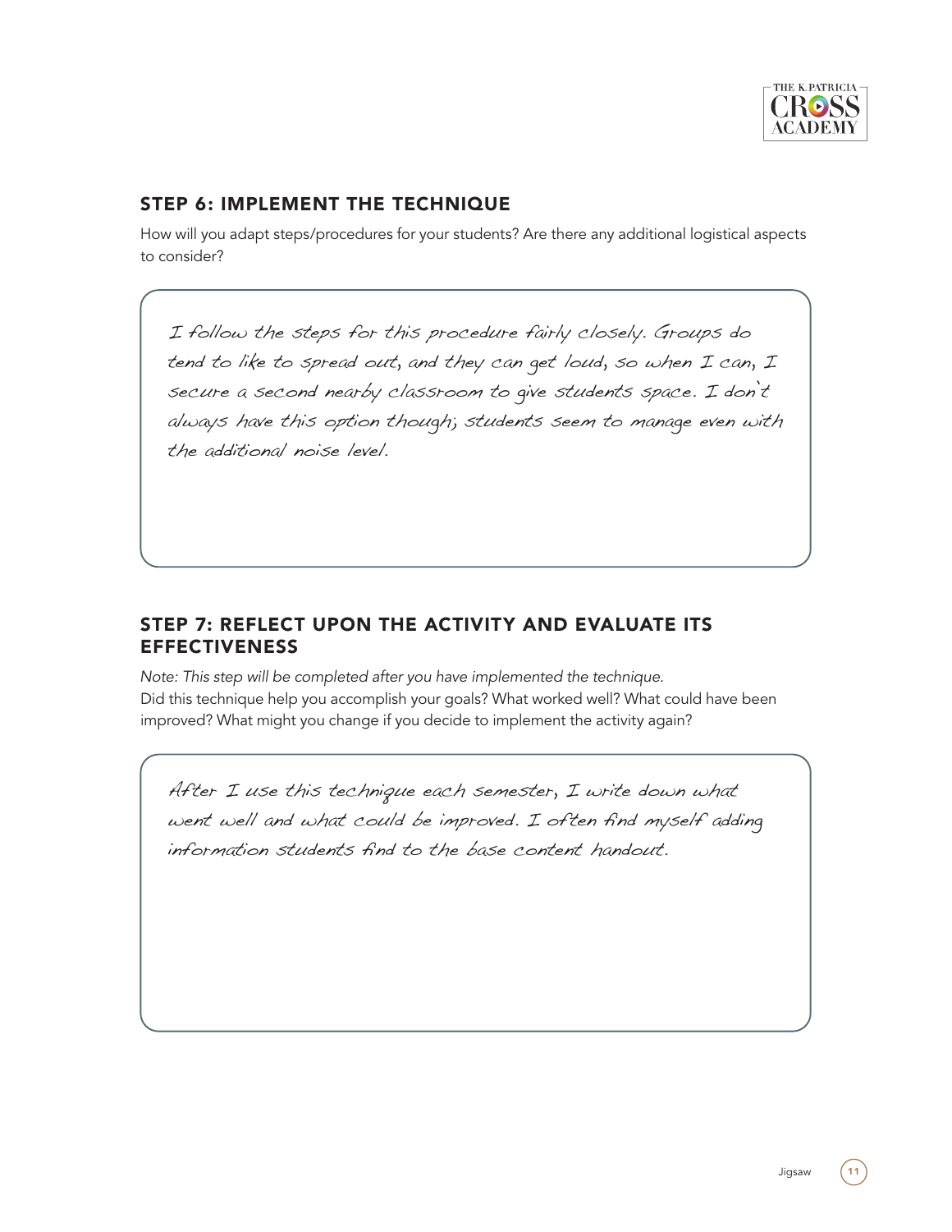## STEP 6: IMPLEMENT THE TECHNIQUE

How will you adapt steps/procedures for your students? Are there any additional logistical aspects to consider?

I follow the steps for this procedure fairly closely. Groups do tend to like to spread out, and they can get loud, so when I can, I secure a second nearby classroom to give students space. I don't always have this option though; students seem to manage even with the additional noise level.

## STEP 7: REFLECT UPON THE ACTIVITY AND EVALUATE ITS EFFECTIVENESS

*Note: This step will be completed after you have implemented the technique.*

Did this technique help you accomplish your goals? What worked well? What could have been improved? What might you change if you decide to implement the activity again?

After I use this technique each semester, I write down what went well and what could be improved. I often find myself adding information students find to the base content handout.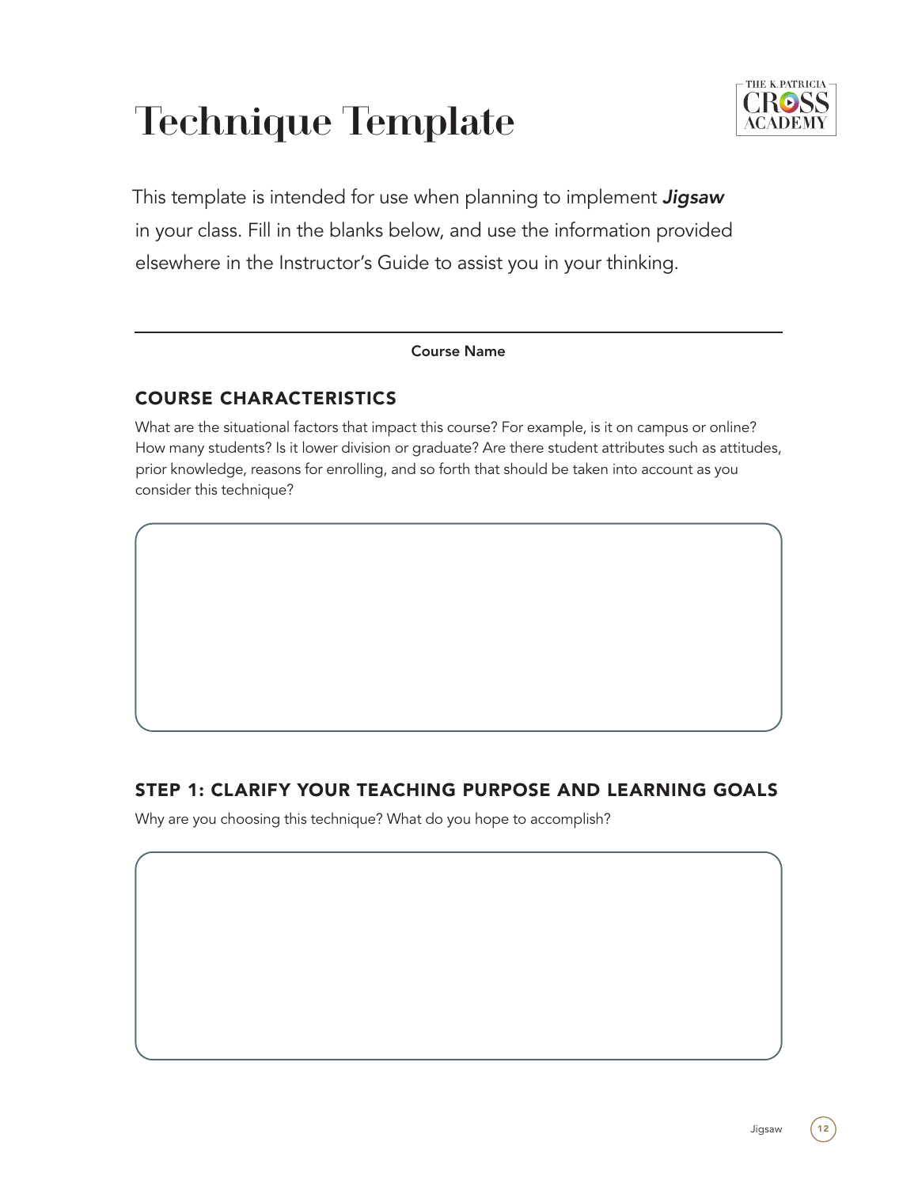# Technique Template

This template is intended for use when planning to implement ***Jigsaw*** in your class. Fill in the blanks below, and use the information provided elsewhere in the Instructor's Guide to assist you in your thinking.

**Course Name**

## COURSE CHARACTERISTICS

What are the situational factors that impact this course? For example, is it on campus or online? How many students? Is it lower division or graduate? Are there student attributes such as attitudes, prior knowledge, reasons for enrolling, and so forth that should be taken into account as you consider this technique?

## STEP 1: CLARIFY YOUR TEACHING PURPOSE AND LEARNING GOALS

Why are you choosing this technique? What do you hope to accomplish?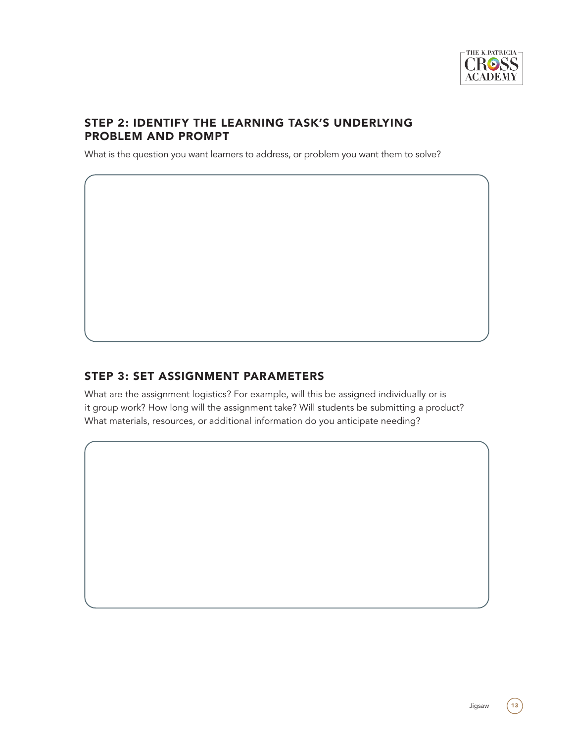## STEP 2: IDENTIFY THE LEARNING TASK'S UNDERLYING PROBLEM AND PROMPT

What is the question you want learners to address, or problem you want them to solve?

## STEP 3: SET ASSIGNMENT PARAMETERS

What are the assignment logistics? For example, will this be assigned individually or is it group work? How long will the assignment take? Will students be submitting a product? What materials, resources, or additional information do you anticipate needing?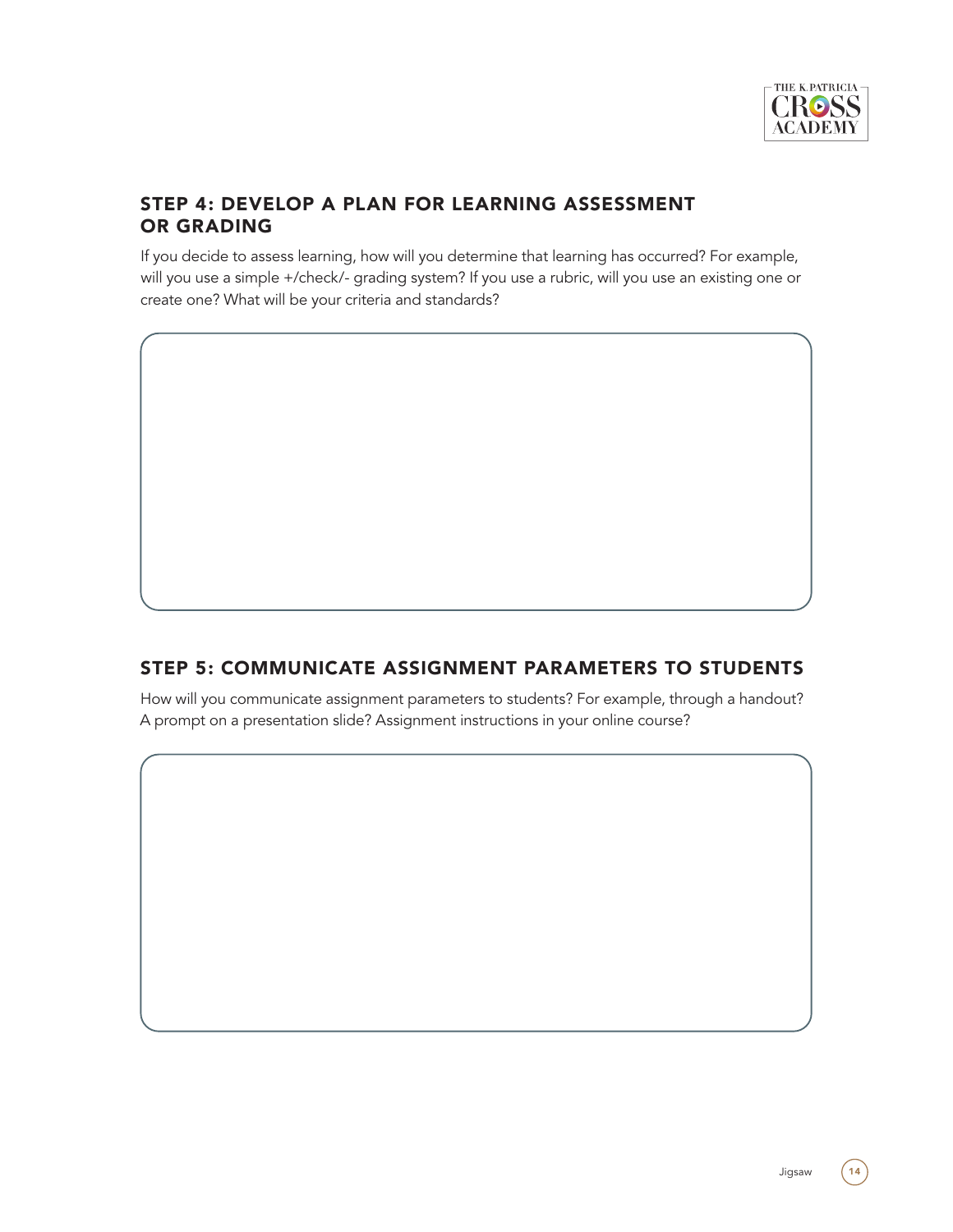## STEP 4: DEVELOP A PLAN FOR LEARNING ASSESSMENT OR GRADING

If you decide to assess learning, how will you determine that learning has occurred? For example, will you use a simple +/check/- grading system? If you use a rubric, will you use an existing one or create one? What will be your criteria and standards?

## STEP 5: COMMUNICATE ASSIGNMENT PARAMETERS TO STUDENTS

How will you communicate assignment parameters to students? For example, through a handout? A prompt on a presentation slide? Assignment instructions in your online course?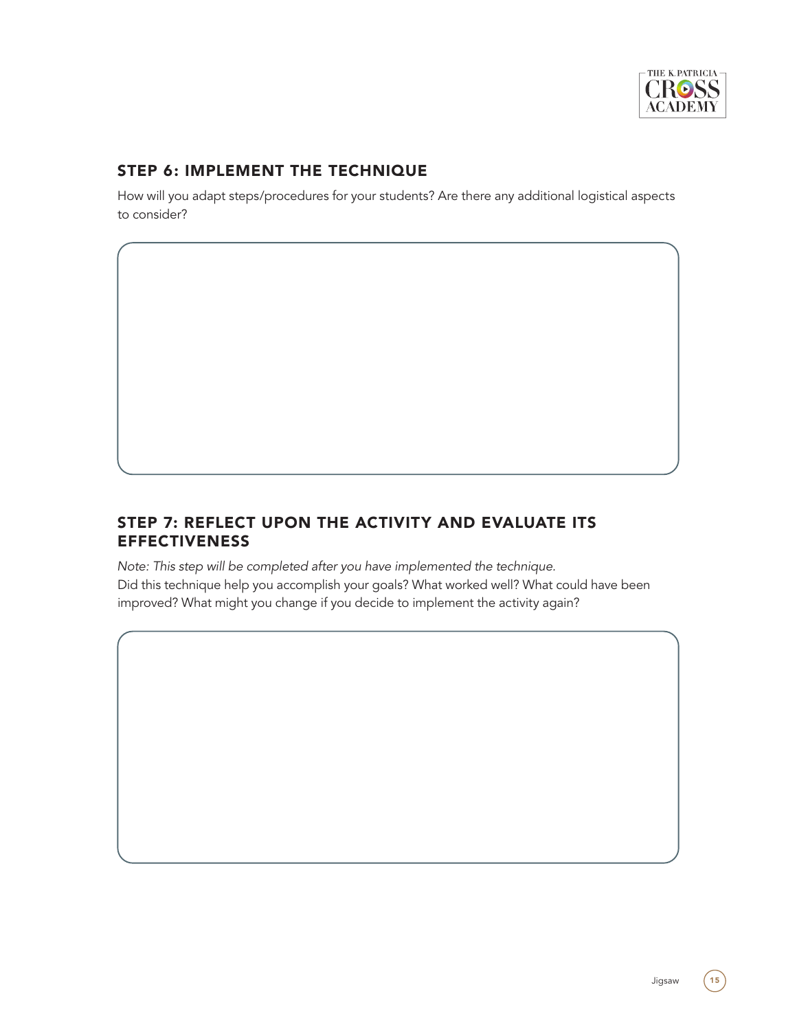## STEP 6: IMPLEMENT THE TECHNIQUE

How will you adapt steps/procedures for your students? Are there any additional logistical aspects to consider?

## STEP 7: REFLECT UPON THE ACTIVITY AND EVALUATE ITS EFFECTIVENESS

*Note: This step will be completed after you have implemented the technique.*
Did this technique help you accomplish your goals? What worked well? What could have been improved? What might you change if you decide to implement the activity again?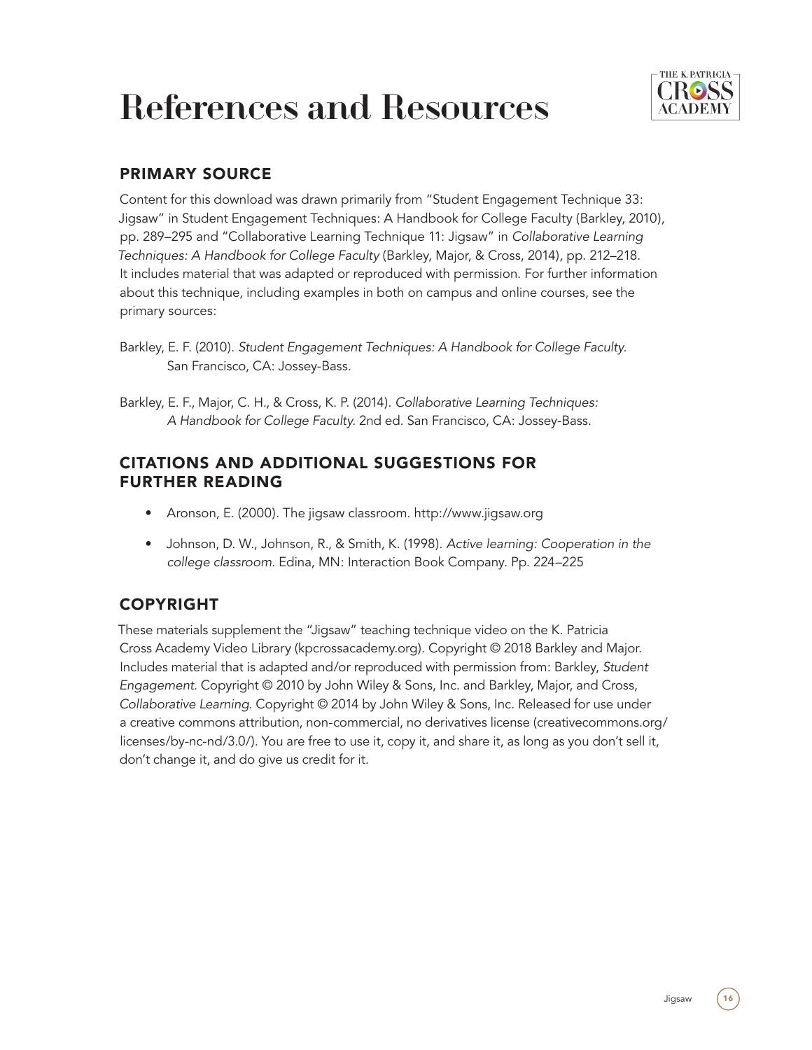# References and Resources

## PRIMARY SOURCE

Content for this download was drawn primarily from "Student Engagement Technique 33: Jigsaw" in Student Engagement Techniques: A Handbook for College Faculty (Barkley, 2010), pp. 289–295 and "Collaborative Learning Technique 11: Jigsaw" in *Collaborative Learning Techniques: A Handbook for College Faculty* (Barkley, Major, & Cross, 2014), pp. 212–218. It includes material that was adapted or reproduced with permission. For further information about this technique, including examples in both on campus and online courses, see the primary sources:

Barkley, E. F. (2010). *Student Engagement Techniques: A Handbook for College Faculty.* San Francisco, CA: Jossey-Bass.

Barkley, E. F., Major, C. H., & Cross, K. P. (2014). *Collaborative Learning Techniques: A Handbook for College Faculty.* 2nd ed. San Francisco, CA: Jossey-Bass.

## CITATIONS AND ADDITIONAL SUGGESTIONS FOR FURTHER READING

- Aronson, E. (2000). The jigsaw classroom. http://www.jigsaw.org
- Johnson, D. W., Johnson, R., & Smith, K. (1998). *Active learning: Cooperation in the college classroom.* Edina, MN: Interaction Book Company. Pp. 224–225

## COPYRIGHT

These materials supplement the "Jigsaw" teaching technique video on the K. Patricia Cross Academy Video Library (kpcrossacademy.org). Copyright © 2018 Barkley and Major. Includes material that is adapted and/or reproduced with permission from: Barkley, *Student Engagement.* Copyright © 2010 by John Wiley & Sons, Inc. and Barkley, Major, and Cross, *Collaborative Learning.* Copyright © 2014 by John Wiley & Sons, Inc. Released for use under a creative commons attribution, non-commercial, no derivatives license (creativecommons.org/licenses/by-nc-nd/3.0/). You are free to use it, copy it, and share it, as long as you don't sell it, don't change it, and do give us credit for it.